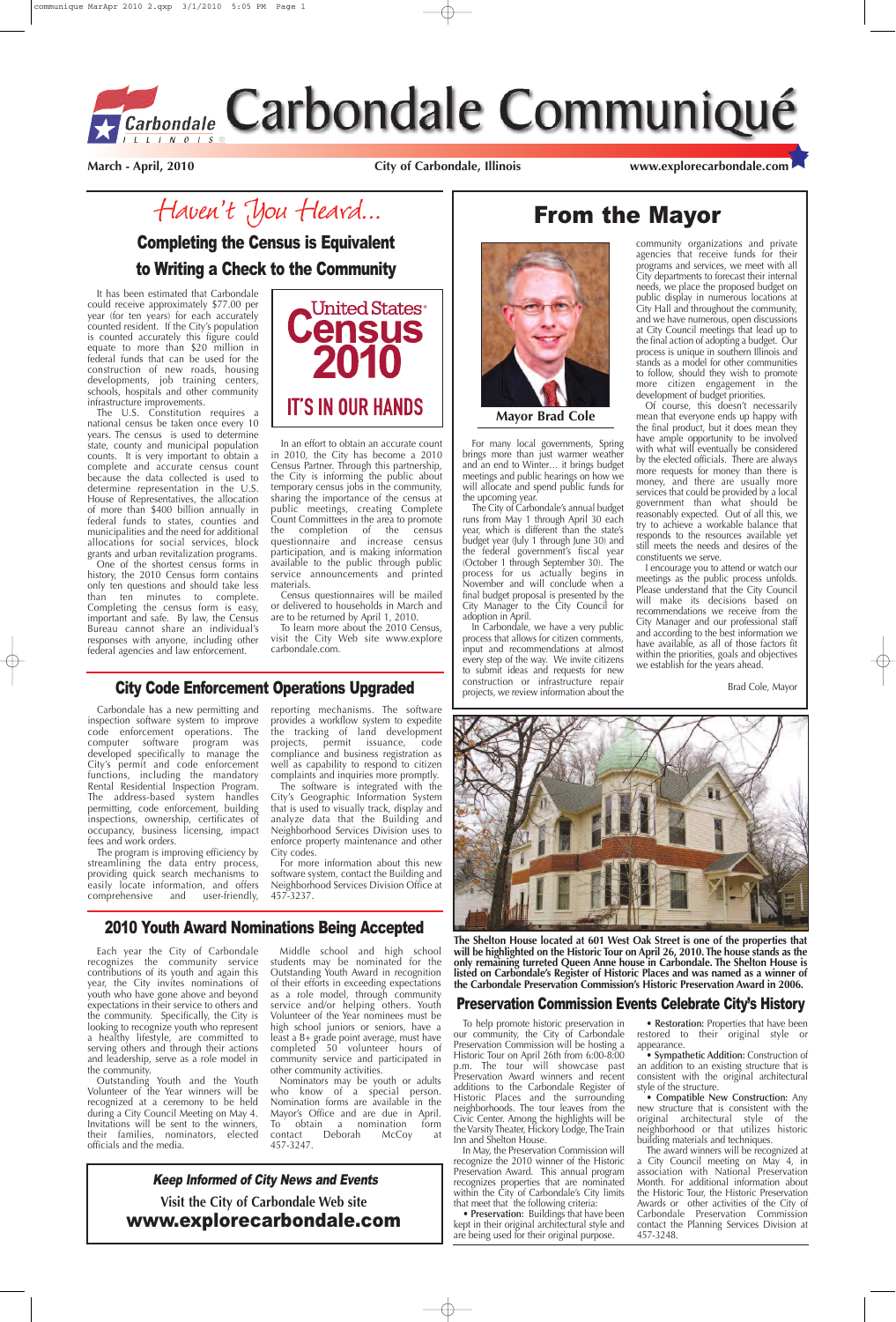# Carbondale Communiqué

**March - April, 2010** **City of Carbondale, Illinois** **www.explorecarbondale.com**

## Haven't You Heard...

### Completing the Census is Equivalent to Writing a Check to the Community

United States Census 2010 — IT'S IN OUR HANDS

It has been estimated that Carbondale could receive approximately $77.00 per year (for ten years) for each accurately counted resident. If the City's population is counted accurately this figure could equate to more than $20 million in federal funds that can be used for the construction of new roads, housing developments, job training centers, schools, hospitals and other community infrastructure improvements.

The U.S. Constitution requires a national census be taken once every 10 years. The census is used to determine state, county and municipal population counts. It is very important to obtain a complete and accurate census count because the data collected is used to determine representation in the U.S. House of Representatives, the allocation of more than $400 billion annually in federal funds to states, counties and municipalities and the need for additional allocations for social services, block grants and urban revitalization programs.

One of the shortest census forms in history, the 2010 Census form contains only ten questions and should take less than ten minutes to complete. Completing the census form is easy, important and safe. By law, the Census Bureau cannot share an individual's responses with anyone, including other federal agencies and law enforcement.

In an effort to obtain an accurate count in 2010, the City has become a 2010 Census Partner. Through this partnership, the City is informing the public about temporary census jobs in the community, sharing the importance of the census at public meetings, creating Complete Count Committees in the area to promote the completion of the census questionnaire and increase census participation, and is making information available to the public through public service announcements and printed materials.

Census questionnaires will be mailed or delivered to households in March and are to be returned by April 1, 2010.

To learn more about the 2010 Census, visit the City Web site www.explorecarbondale.com.

## From the Mayor

**Mayor Brad Cole**

For many local governments, Spring brings more than just warmer weather and an end to Winter... it brings budget meetings and public hearings on how we will allocate and spend public funds for the upcoming year.

The City of Carbondale's annual budget runs from May 1 through April 30 each year, which is different than the state's budget year (July 1 through June 30) and the federal government's fiscal year (October 1 through September 30). The process for us actually begins in November and will conclude when a final budget proposal is presented by the City Manager to the City Council for adoption in April.

In Carbondale, we have a very public process that allows for citizen comments, input and recommendations at almost every step of the way. We invite citizens to submit ideas and requests for new construction or infrastructure repair projects, we review information about the community organizations and private agencies that receive funds for their programs and services, we meet with all City departments to forecast their internal needs, we place the proposed budget on public display in numerous locations at City Hall and throughout the community, and we have numerous, open discussions at City Council meetings that lead up to the final action of adopting a budget. Our process is unique in southern Illinois and stands as a model for other communities to follow, should they wish to promote more citizen engagement in the development of budget priorities.

Of course, this doesn't necessarily mean that everyone ends up happy with the final product, but it does mean they have ample opportunity to be involved with what will eventually be considered by the elected officials. There are always more requests for money than there is money, and there are usually more services that could be provided by a local government than what should be reasonably expected. Out of all this, we try to achieve a workable balance that responds to the resources available yet still meets the needs and desires of the constituents we serve.

I encourage you to attend or watch our meetings as the public process unfolds. Please understand that the City Council will make its decisions based on recommendations we receive from the City Manager and our professional staff and according to the best information we have available, as all of those factors fit within the priorities, goals and objectives we establish for the years ahead.

Brad Cole, Mayor

## City Code Enforcement Operations Upgraded

Carbondale has a new permitting and inspection software system to improve code enforcement operations. The computer software program was developed specifically to manage the City's permit and code enforcement functions, including the mandatory Rental Residential Inspection Program. The address-based system handles permitting, code enforcement, building inspections, ownership, certificates of occupancy, business licensing, impact fees and work orders.

The program is improving efficiency by streamlining the data entry process, providing quick search mechanisms to easily locate information, and offers comprehensive and user-friendly, reporting mechanisms. The software provides a workflow system to expedite the tracking of land development projects, permit issuance, code compliance and business registration as well as capability to respond to citizen complaints and inquiries more promptly.

The software is integrated with the City's Geographic Information System that is used to visually track, display and analyze data that the Building and Neighborhood Services Division uses to enforce property maintenance and other City codes.

For more information about this new software system, contact the Building and Neighborhood Services Division Office at 457-3237.

**The Shelton House located at 601 West Oak Street is one of the properties that will be highlighted on the Historic Tour on April 26, 2010. The house stands as the only remaining turreted Queen Anne house in Carbondale. The Shelton House is listed on Carbondale's Register of Historic Places and was named as a winner of the Carbondale Preservation Commission's Historic Preservation Award in 2006.**

## 2010 Youth Award Nominations Being Accepted

Each year the City of Carbondale recognizes the community service contributions of its youth and again this year, the City invites nominations of youth who have gone above and beyond expectations in their service to others and the community. Specifically, the City is looking to recognize youth who represent a healthy lifestyle, are committed to serving others and through their actions and leadership, serve as a role model in the community.

Outstanding Youth and the Youth Volunteer of the Year winners will be recognized at a ceremony to be held during a City Council Meeting on May 4. Invitations will be sent to the winners, their families, nominators, elected officials and the media.

Middle school and high school students may be nominated for the Outstanding Youth Award in recognition of their efforts in exceeding expectations as a role model, through community service and/or helping others. Youth Volunteer of the Year nominees must be high school juniors or seniors, have a least a B+ grade point average, must have completed 50 volunteer hours of community service and participated in other community activities.

Nominators may be youth or adults who know of a special person. Nomination forms are available in the Mayor's Office and are due in April. To obtain a nomination form contact Deborah McCoy at 457-3247.

## Preservation Commission Events Celebrate City's History

To help promote historic preservation in our community, the City of Carbondale Preservation Commission will be hosting a Historic Tour on April 26th from 6:00-8:00 p.m. The tour will showcase past Preservation Award winners and recent additions to the Carbondale Register of Historic Places and the surrounding neighborhoods. The tour leaves from the Civic Center. Among the highlights will be the Varsity Theater, Hickory Lodge, The Train Inn and Shelton House.

In May, the Preservation Commission will recognize the 2010 winner of the Historic Preservation Award. This annual program recognizes properties that are nominated within the City of Carbondale's City limits that meet that the following criteria:

- **Preservation:** Buildings that have been kept in their original architectural style and are being used for their original purpose.
- **Restoration:** Properties that have been restored to their original style or appearance.
- **Sympathetic Addition:** Construction of an addition to an existing structure that is consistent with the original architectural style of the structure.
- **Compatible New Construction:** Any new structure that is consistent with the original architectural style of the neighborhood or that utilizes historic building materials and techniques.

The award winners will be recognized at a City Council meeting on May 4, in association with National Preservation Month. For additional information about the Historic Tour, the Historic Preservation Awards or other activities of the City of Carbondale Preservation Commission contact the Planning Services Division at 457-3248.

***Keep Informed of City News and Events***

**Visit the City of Carbondale Web site**

**www.explorecarbondale.com**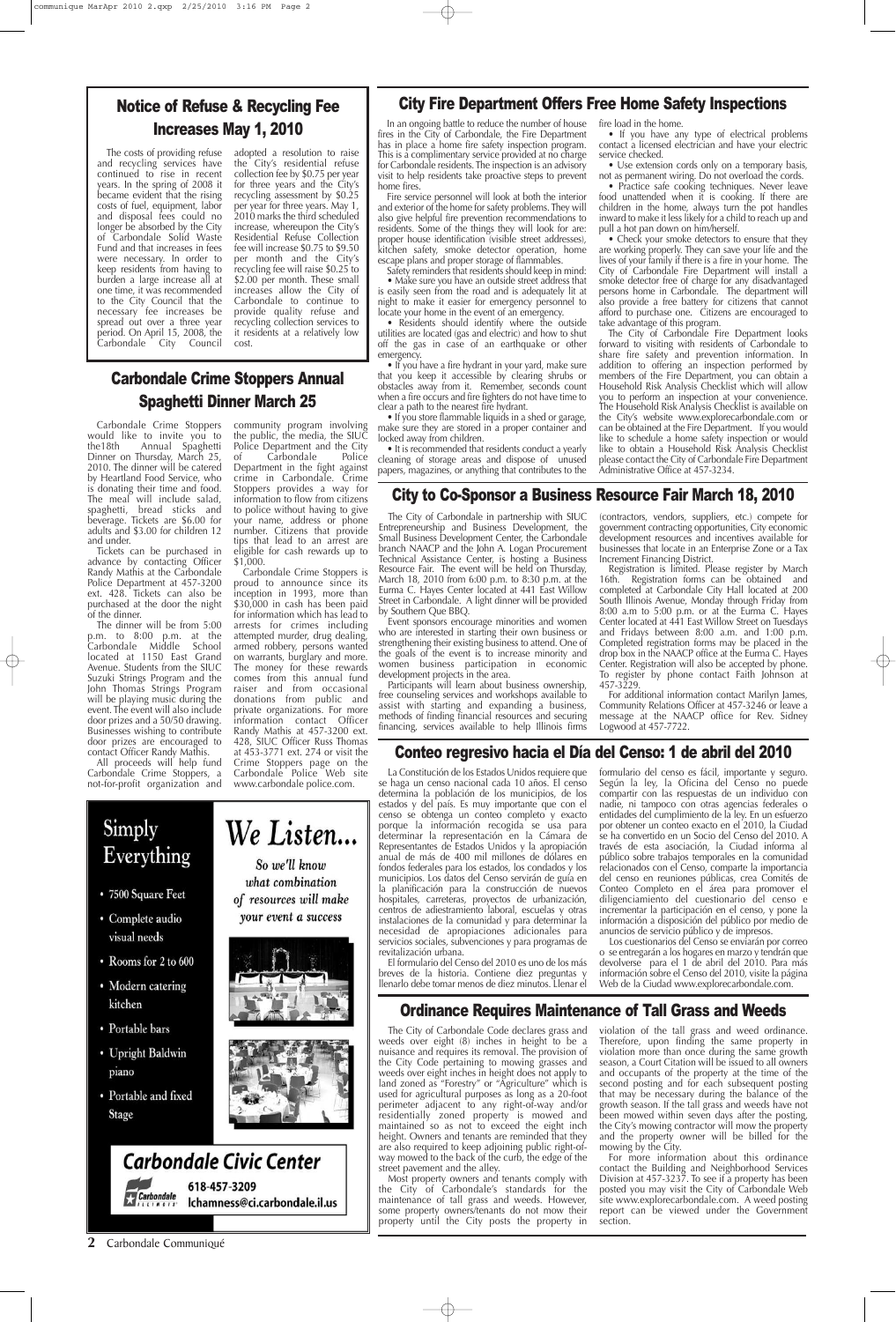## Notice of Refuse & Recycling Fee Increases May 1, 2010

The costs of providing refuse and recycling services have continued to rise in recent years. In the spring of 2008 it became evident that the rising costs of fuel, equipment, labor and disposal fees could no longer be absorbed by the City of Carbondale Solid Waste Fund and that increases in fees were necessary. In order to keep residents from having to burden a large increase all at one time, it was recommended to the City Council that the necessary fee increases be spread out over a three year period. On April 15, 2008, the Carbondale City Council adopted a resolution to raise the City's residential refuse collection fee by $0.75 per year for three years and the City's recycling assessment by $0.25 per year for three years. May 1, 2010 marks the third scheduled increase, whereupon the City's Residential Refuse Collection fee will increase $0.75 to $9.50 per month and the City's recycling fee will raise $0.25 to $2.00 per month. These small increases allow the City of Carbondale to continue to provide quality refuse and recycling collection services to it residents at a relatively low cost.

## Carbondale Crime Stoppers Annual Spaghetti Dinner March 25

Carbondale Crime Stoppers would like to invite you to the18th Annual Spaghetti Dinner on Thursday, March 25, 2010. The dinner will be catered by Heartland Food Service, who is donating their time and food. The meal will include salad, spaghetti, bread sticks and beverage. Tickets are $6.00 for adults and $3.00 for children 12 and under.

Tickets can be purchased in advance by contacting Officer Randy Mathis at the Carbondale Police Department at 457-3200 ext. 428. Tickets can also be purchased at the door the night of the dinner.

The dinner will be from 5:00 p.m. to 8:00 p.m. at the Carbondale Middle School located at 1150 East Grand Avenue. Students from the SIUC Suzuki Strings Program and the John Thomas Strings Program will be playing music during the event. The event will also include door prizes and a 50/50 drawing. Businesses wishing to contribute door prizes are encouraged to contact Officer Randy Mathis.

All proceeds will help fund Carbondale Crime Stoppers, a not-for-profit organization and community program involving the public, the media, the SIUC Police Department and the City of Carbondale Police Department in the fight against crime in Carbondale. Crime Stoppers provides a way for information to flow from citizens to police without having to give your name, address or phone number. Citizens that provide tips that lead to an arrest are eligible for cash rewards up to $1,000.

Carbondale Crime Stoppers is proud to announce since its inception in 1993, more than $30,000 in cash has been paid for information which has lead to arrests for crimes including attempted murder, drug dealing, armed robbery, persons wanted on warrants, burglary and more. The money for these rewards comes from this annual fund raiser and from occasional donations from public and private organizations. For more information contact Officer Randy Mathis at 457-3200 ext. 428, SIUC Officer Russ Thomas at 453-3771 ext. 274 or visit the Crime Stoppers page on the Carbondale Police Web site www.carbondale police.com.

Simply Everything

- 7500 Square Feet
- Complete audio visual needs
- Rooms for 2 to 600
- Modern catering kitchen
- Portable bars
- Upright Baldwin piano
- Portable and fixed Stage

*We Listen...*

*So we'll know what combination of resources will make your event a success*

**Carbondale Civic Center**

618-457-3209

lchamness@ci.carbondale.il.us

## City Fire Department Offers Free Home Safety Inspections

In an ongoing battle to reduce the number of house fires in the City of Carbondale, the Fire Department has in place a home fire safety inspection program. This is a complimentary service provided at no charge for Carbondale residents. The inspection is an advisory visit to help residents take proactive steps to prevent home fires.

Fire service personnel will look at both the interior and exterior of the home for safety problems. They will also give helpful fire prevention recommendations to residents. Some of the things they will look for are: proper house identification (visible street addresses), kitchen safety, smoke detector operation, home escape plans and proper storage of flammables.

Safety reminders that residents should keep in mind:

• Make sure you have an outside street address that is easily seen from the road and is adequately lit at night to make it easier for emergency personnel to locate your home in the event of an emergency.

• Residents should identify where the outside utilities are located (gas and electric) and how to shut off the gas in case of an earthquake or other emergency.

• If you have a fire hydrant in your yard, make sure that you keep it accessible by clearing shrubs or obstacles away from it. Remember, seconds count when a fire occurs and fire fighters do not have time to clear a path to the nearest fire hydrant.

• If you store flammable liquids in a shed or garage, make sure they are stored in a proper container and locked away from children.

• It is recommended that residents conduct a yearly cleaning of storage areas and dispose of unused papers, magazines, or anything that contributes to the fire load in the home.

• If you have any type of electrical problems contact a licensed electrician and have your electric service checked.

• Use extension cords only on a temporary basis, not as permanent wiring. Do not overload the cords.

• Practice safe cooking techniques. Never leave food unattended when it is cooking. If there are children in the home, always turn the pot handles inward to make it less likely for a child to reach up and pull a hot pan down on him/herself.

• Check your smoke detectors to ensure that they are working properly. They can save your life and the lives of your family if there is a fire in your home. The City of Carbondale Fire Department will install a smoke detector free of charge for any disadvantaged persons home in Carbondale. The department will also provide a free battery for citizens that cannot afford to purchase one. Citizens are encouraged to take advantage of this program.

The City of Carbondale Fire Department looks forward to visiting with residents of Carbondale to share fire safety and prevention information. In addition to offering an inspection performed by members of the Fire Department, you can obtain a Household Risk Analysis Checklist which will allow you to perform an inspection at your convenience. The Household Risk Analysis Checklist is available on the City's website www.explorecarbondale.com or can be obtained at the Fire Department. If you would like to schedule a home safety inspection or would like to obtain a Household Risk Analysis Checklist please contact the City of Carbondale Fire Department Administrative Office at 457-3234.

## City to Co-Sponsor a Business Resource Fair March 18, 2010

The City of Carbondale in partnership with SIUC Entrepreneurship and Business Development, the Small Business Development Center, the Carbondale branch NAACP and the John A. Logan Procurement Technical Assistance Center, is hosting a Business Resource Fair. The event will be held on Thursday, March 18, 2010 from 6:00 p.m. to 8:30 p.m. at the Eurma C. Hayes Center located at 441 East Willow Street in Carbondale. A light dinner will be provided by Southern Que BBQ.

Event sponsors encourage minorities and women who are interested in starting their own business or strengthening their existing business to attend. One of the goals of the event is to increase minority and women business participation in economic development projects in the area.

Participants will learn about business ownership, free counseling services and workshops available to assist with starting and expanding a business, methods of finding financial resources and securing financing, services available to help Illinois firms (contractors, vendors, suppliers, etc.) compete for government contracting opportunities, City economic development resources and incentives available for businesses that locate in an Enterprise Zone or a Tax Increment Financing District.

Registration is limited. Please register by March 16th. Registration forms can be obtained and completed at Carbondale City Hall located at 200 South Illinois Avenue, Monday through Friday from 8:00 a.m to 5:00 p.m. or at the Eurma C. Hayes Center located at 441 East Willow Street on Tuesdays and Fridays between 8:00 a.m. and 1:00 p.m. Completed registration forms may be placed in the drop box in the NAACP office at the Eurma C. Hayes Center. Registration will also be accepted by phone. To register by phone contact Faith Johnson at 457-3229.

For additional information contact Marilyn James, Community Relations Officer at 457-3246 or leave a message at the NAACP office for Rev. Sidney Logwood at 457-7722.

## Conteo regresivo hacia el Día del Censo: 1 de abril del 2010

La Constitución de los Estados Unidos requiere que se haga un censo nacional cada 10 años. El censo determina la población de los municipios, de los estados y del país. Es muy importante que con el censo se obtenga un conteo completo y exacto porque la información recogida se usa para determinar la representación en la Cámara de Representantes de Estados Unidos y la apropiación anual de más de 400 mil millones de dólares en fondos federales para los estados, los condados y los municipios. Los datos del Censo servirán de guía en la planificación para la construcción de nuevos hospitales, carreteras, proyectos de urbanización, centros de adiestramiento laboral, escuelas y otras instalaciones de la comunidad y para determinar la necesidad de apropiaciones adicionales para servicios sociales, subvenciones y para programas de revitalización urbana.

El formulario del Censo del 2010 es uno de los más breves de la historia. Contiene diez preguntas y llenarlo debe tomar menos de diez minutos. Llenar el formulario del censo es fácil, importante y seguro. Según la ley, la Oficina del Censo no puede compartir con las respuestas de un individuo con nadie, ni tampoco con otras agencias federales o entidades del cumplimiento de la ley. En un esfuerzo por obtener un conteo exacto en el 2010, la Ciudad se ha convertido en un Socio del Censo del 2010. A través de esta asociación, la Ciudad informa al público sobre trabajos temporales en la comunidad relacionados con el Censo, comparte la importancia del censo en reuniones públicas, crea Comités de Conteo Completo en el área para promover el diligenciamiento del cuestionario del censo e incrementar la participación en el censo, y pone la información a disposición del público por medio de anuncios de servicio público y de impresos.

Los cuestionarios del Censo se enviarán por correo o se entregarán a los hogares en marzo y tendrán que devolverse para el 1 de abril del 2010. Para más información sobre el Censo del 2010, visite la página Web de la Ciudad www.explorecarbondale.com.

## Ordinance Requires Maintenance of Tall Grass and Weeds

The City of Carbondale Code declares grass and weeds over eight (8) inches in height to be a nuisance and requires its removal. The provision of the City Code pertaining to mowing grasses and weeds over eight inches in height does not apply to land zoned as "Forestry" or "Agriculture" which is used for agricultural purposes as long as a 20-foot perimeter adjacent to any right-of-way and/or residentially zoned property is mowed and maintained so as not to exceed the eight inch height. Owners and tenants are reminded that they are also required to keep adjoining public right-of-way mowed to the back of the curb, the edge of the street pavement and the alley.

Most property owners and tenants comply with the City of Carbondale's standards for the maintenance of tall grass and weeds. However, some property owners/tenants do not mow their property until the City posts the property in violation of the tall grass and weed ordinance. Therefore, upon finding the same property in violation more than once during the same growth season, a Court Citation will be issued to all owners and occupants of the property at the time of the second posting and for each subsequent posting that may be necessary during the balance of the growth season. If the tall grass and weeds have not been mowed within seven days after the posting, the City's mowing contractor will mow the property and the property owner will be billed for the mowing by the City.

For more information about this ordinance contact the Building and Neighborhood Services Division at 457-3237. To see if a property has been posted you may visit the City of Carbondale Web site www.explorecarbondale.com. A weed posting report can be viewed under the Government section.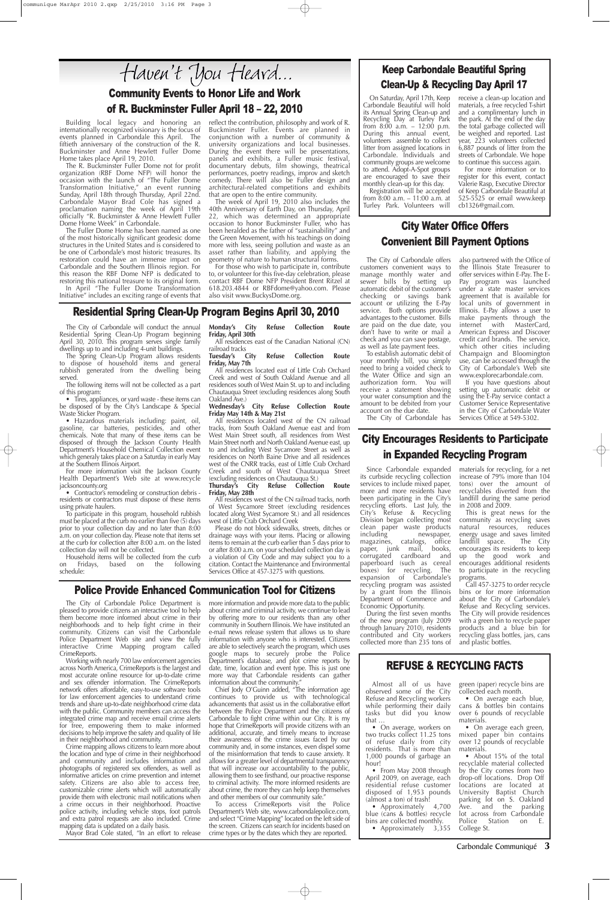# Haven't You Heard...

## Community Events to Honor Life and Work of R. Buckminster Fuller April 18 – 22, 2010

Building local legacy and honoring an internationally recognized visionary is the focus of events planned in Carbondale this April. The fiftieth anniversary of the construction of the R. Buckminster and Anne Hewlett Fuller Dome Home takes place April 19, 2010.

The R. Buckminster Fuller Dome not for profit organization (RBF Dome NFP) will honor the occasion with the launch of "The Fuller Dome Transformation Initiative," an event running Sunday, April 18th through Thursday, April 22nd. Carbondale Mayor Brad Cole has signed a proclamation naming the week of April 19th officially "R. Buckminster & Anne Hewlett Fuller Dome Home Week" in Carbondale.

The Fuller Dome Home has been named as one of the most historically significant geodesic dome structures in the United States and is considered to be one of Carbondale's most historic treasures. Its restoration could have an immense impact on Carbondale and the Southern Illinois region. For this reason the RBF Dome NFP is dedicated to restoring this national treasure to its original form.

In April "The Fuller Dome Transformation Initiative" includes an exciting range of events that reflect the contribution, philosophy and work of R. Buckminster Fuller. Events are planned in conjunction with a number of community & university organizations and local businesses. During the event there will be presentations, panels and exhibits, a Fuller music festival, documentary debuts, film showings, theatrical performances, poetry readings, improv and sketch comedy. There will also be Fuller design and architectural-related competitions and exhibits that are open to the entire community.

The week of April 19, 2010 also includes the 40th Anniversary of Earth Day, on Thursday, April 22, which was determined an appropriate occasion to honor Buckminster Fuller, who has been heralded as the father of "sustainability" and the Green Movement, with his teachings on doing more with less, seeing pollution and waste as an asset rather than liability, and applying the geometry of nature to human structural forms.

For those who wish to participate in, contribute to, or volunteer for this five-day celebration, please contact RBF Dome NFP President Brent Ritzel at 618.203.4844 or RBFdome@yahoo.com. Please also visit www.BuckysDome.org.

## Keep Carbondale Beautiful Spring Clean-Up & Recycling Day April 17

On Saturday, April 17th, Keep Carbondale Beautiful will hold its Annual Spring Clean-up and Recycling Day at Turley Park from 8:00 a.m. – 12:00 p.m. During this annual event, volunteers assemble to collect litter from assigned locations in Carbondale. Individuals and community groups are welcome to attend. Adopt-A-Spot groups are encouraged to save their monthly clean-up for this day.

Registration will be accepted from 8:00 a.m. – 11:00 a.m. at Turley Park. Volunteers will receive a clean-up location and materials, a free recycled T-shirt and a complimentary lunch in the park. At the end of the day the total garbage collected will be weighed and reported. Last year, 223 volunteers collected 6,887 pounds of litter from the streets of Carbondale. We hope to continue this success again.

For more information or to register for this event, contact Valerie Rasp, Executive Director of Keep Carbondale Beautiful at 525-5525 or email www.keepcb1326@gmail.com.

## City Water Office Offers Convenient Bill Payment Options

The City of Carbondale offers customers convenient ways to manage monthly water and sewer bills by setting up automatic debit of the customer's checking or savings bank account or utilizing the E-Pay service. Both options provide advantages to the customer. Bills are paid on the due date, you don't have to write or mail a check and you can save postage, as well as late payment fees.

To establish automatic debit of your monthly bill, you simply need to bring a voided check to the Water Office and sign an authorization form. You will receive a statement showing your water consumption and the amount to be debited from your account on the due date.

The City of Carbondale has also partnered with the Office of the Illinois State Treasurer to offer services within E-Pay. The E-Pay program was launched under a state master services agreement that is available for local units of government in Illinois. E-Pay allows a user to make payments through the internet with MasterCard, American Express and Discover credit card brands. The service, which other cities including Champaign and Bloomington use, can be accessed through the City of Carbondale's Web site www.explorecarbondale.com.

If you have questions about setting up automatic debit or using the E-Pay service contact a Customer Service Representative in the City of Carbondale Water Services Office at 549-5302.

## Residential Spring Clean-Up Program Begins April 30, 2010

The City of Carbondale will conduct the annual Residential Spring Clean-Up Program beginning April 30, 2010. This program serves single family dwellings up to and including 4-unit buildings.

The Spring Clean-Up Program allows residents to dispose of household items and general rubbish generated from the dwelling being served.

The following items will not be collected as a part of this program:

- Tires, appliances, or yard waste - these items can be disposed of by the City's Landscape & Special Waste Sticker Program.
- Hazardous materials including: paint, oil, gasoline, car batteries, pesticides, and other chemicals. Note that many of these items can be disposed of through the Jackson County Health Department's Household Chemical Collection event which generaly takes place on a Saturday in early May at the Southern Illinois Airport.

For more information visit the Jackson County Health Department's Web site at www.recycle jacksoncounty.org

- Contractor's remodeling or construction debris - residents or contractors must dispose of these items using private haulers.

To participate in this program, household rubbish must be placed at the curb no earlier than five (5) days prior to your collection day and no later than 8:00 a.m. on your collection day. Please note that items set at the curb for collection after 8:00 a.m. on the listed collection day will not be collected.

Household items will be collected from the curb on Fridays, based on the following schedule:

**Monday's City Refuse Collection Route Friday, April 30th**

All residences east of the Canadian National (CN) railroad tracks

**Tuesday's City Refuse Collection Route Friday, May 7th**

All residences located east of Little Crab Orchard Creek and west of South Oakland Avenue and all residences south of West Main St. up to and including Chautauqua Street (excluding residences along South Oakland Ave.)

**Wednesday's City Refuse Collection Route Friday May 14th & May 21st**

All residences located west of the CN railroad tracks, from South Oakland Avenue east and from West Main Street south, all residences from West Main Street north and North Oakland Avenue east, up to and including West Sycamore Street as well as residences on North Baine Drive and all residences west of the CNRR tracks, east of Little Crab Orchard Creek and south of West Chautauqua Street (excluding residences on Chautauqua St.)

**Thursday's City Refuse Collection Route Friday, May 28th**

All residences west of the CN railroad tracks, north of West Sycamore Street (excluding residences located along West Sycamore St.) and all residences west of Little Crab Orchard Creek

Please do not block sidewalks, streets, ditches or drainage ways with your items. Placing or allowing items to remain at the curb earlier than 5 days prior to or after 8:00 a.m. on your scheduled collection day is a violation of City Code and may subject you to a citation. Contact the Maintenance and Environmental Services Office at 457-3275 with questions.

## City Encourages Residents to Participate in Expanded Recycling Program

Since Carbondale expanded its curbside recycling collection services to include mixed paper, more and more residents have been participating in the City's recycling efforts. Last July, the City's Refuse & Recycling Division began collecting most clean paper waste products including newspaper, magazines, catalogs, office paper, junk mail, books, corrugated cardboard and paperboard (such as cereal boxes) for recycling. The expansion of Carbondale's recycling program was assisted by a grant from the Illinois Department of Commerce and Economic Opportunity.

During the first seven months of the new program (July 2009 through January 2010), residents contributed and City workers collected more than 235 tons of materials for recycling, for a net increase of 79% (more than 104 tons) over the amount of recyclables diverted from the landfill during the same period in 2008 and 2009.

This is great news for the community as recycling saves natural resources, reduces energy usage and saves limited landfill space. The City encourages its residents to keep up the good work and encourages additional residents to participate in the recycling programs.

Call 457-3275 to order recycle bins or for more information about the City of Carbondale's Refuse and Recycling services. The City will provide residences with a green bin to recycle paper products and a blue bin for recycling glass bottles, jars, cans and plastic bottles.

## Police Provide Enhanced Communication Tool for Citizens

The City of Carbondale Police Department is pleased to provide citizens an interactive tool to help them become more informed about crime in their neighborhoods and to help fight crime in their community. Citizens can visit the Carbondale Police Department Web site and view the fully interactive Crime Mapping program called CrimeReports.

Working with nearly 700 law enforcement agencies across North America, CrimeReports is the largest and most accurate online resource for up-to-date crime and sex offender information. The CrimeReports network offers affordable, easy-to-use software tools for law enforcement agencies to understand crime trends and share up-to-date neighborhood crime data with the public. Community members can access the integrated crime map and receive email crime alerts for free, empowering them to make informed decisions to help improve the safety and quality of life in their neighborhood and community.

Crime mapping allows citizens to learn more about the location and type of crime in their neighborhood and community and includes information and photographs of registered sex offenders, as well as informative articles on crime prevention and internet safety. Citizens are also able to access free, customizable crime alerts which will automatically provide them with electronic mail notifications when a crime occurs in their neighborhood. Proactive police activity, including vehicle stops, foot patrols and extra patrol requests are also included. Crime mapping data is updated on a daily basis.

Mayor Brad Cole stated, "In an effort to release more information and provide more data to the public about crime and criminal activity, we continue to lead by offering more to our residents than any other community in Southern Illinois. We have instituted an e-mail news release system that allows us to share information with anyone who is interested. Citizens are able to selectively search the program, which uses google maps to securely probe the Police Department's database, and plot crime reports by date, time, location and event type. This is just one more way that Carbondale residents can gather information about the community."

Chief Jody O'Guinn added, "The information age continues to provide us with technological advancements that assist us in the collaborative effort between the Police Department and the citizens of Carbondale to fight crime within our City. It is my hope that CrimeReports will provide citizens with an additional, accurate, and timely means to increase their awareness of the crime issues faced by our community and, in some instances, even dispel some of the misinformation that tends to cause anxiety. It allows for a greater level of departmental transparency that will increase our accountability to the public, allowing them to see firsthand, our proactive response to criminal activity. The more informed residents are about crime, the more they can help keep themselves and other members of our community safe."

To access CrimeReports visit the Police Department's Web site, www.carbondalepolice.com, and select "Crime Mapping" located on the left side of the screen. Citizens can search for incidents based on crime types or by the dates which they are reported.

## REFUSE & RECYCLING FACTS

Almost all of us have observed some of the City Refuse and Recycling workers while performing their daily tasks but did you know that ...

- On average, workers on two trucks collect 11.25 tons of refuse daily from city residents. That is more than 1,000 pounds of garbage an hour!
- From May 2008 through April 2009, on average, each residential refuse customer disposed of 1,953 pounds (almost a ton) of trash!
- Approximately 4,700 blue (cans & bottles) recycle bins are collected monthly.
- Approximately 3,355 green (paper) recycle bins are collected each month.
- On average each blue, cans & bottles bin contains over 6 pounds of recyclable materials.
- On average each green, mixed paper bin contains over 12 pounds of recyclable materials.
- About 15% of the total recyclable material collected by the City comes from two drop-off locations. Drop Off locations are located at University Baptist Church parking lot on S. Oakland Ave. and the parking lot across from Carbondale Police Station on E. College St.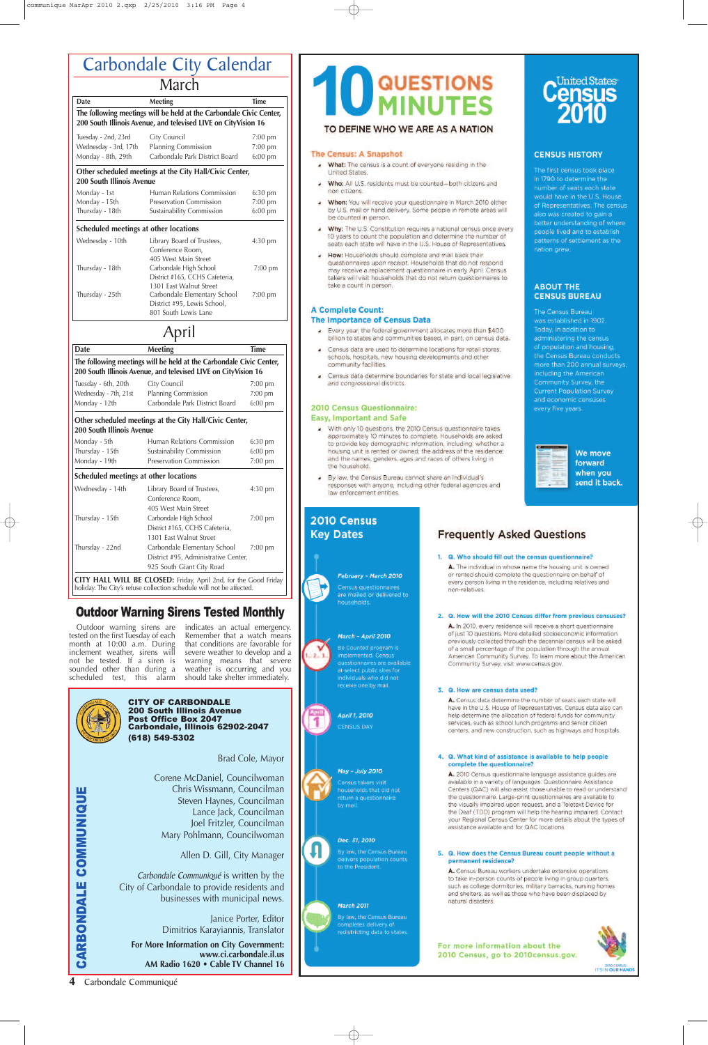# Carbondale City Calendar

## March

| Date | Meeting | Time |
|---|---|---|
| The following meetings will be held at the Carbondale Civic Center, 200 South Illinois Avenue, and televised LIVE on CityVision 16 | | |
| Tuesday - 2nd, 23rd | City Council | 7:00 pm |
| Wednesday - 3rd, 17th | Planning Commission | 7:00 pm |
| Monday - 8th, 29th | Carbondale Park District Board | 6:00 pm |
| Other scheduled meetings at the City Hall/Civic Center, 200 South Illinois Avenue | | |
| Monday - 1st | Human Relations Commission | 6:30 pm |
| Monday - 15th | Preservation Commission | 7:00 pm |
| Thursday - 18th | Sustainability Commission | 6:00 pm |
| Scheduled meetings at other locations | | |
| Wednesday - 10th | Library Board of Trustees, Conference Room, 405 West Main Street | 4:30 pm |
| Thursday - 18th | Carbondale High School District #165, CCHS Cafeteria, 1301 East Walnut Street | 7:00 pm |
| Thursday - 25th | Carbondale Elementary School District #95, Lewis School, 801 South Lewis Lane | 7:00 pm |

## April

| Date | Meeting | Time |
|---|---|---|
| The following meetings will be held at the Carbondale Civic Center, 200 South Illinois Avenue, and televised LIVE on CityVision 16 | | |
| Tuesday - 6th, 20th | City Council | 7:00 pm |
| Wednesday - 7th, 21st | Planning Commission | 7:00 pm |
| Monday - 12th | Carbondale Park District Board | 6:00 pm |
| Other scheduled meetings at the City Hall/Civic Center, 200 South Illinois Avenue | | |
| Monday - 5th | Human Relations Commission | 6:30 pm |
| Thursday - 15th | Sustainability Commission | 6:00 pm |
| Monday - 19th | Preservation Commission | 7:00 pm |
| Scheduled meetings at other locations | | |
| Wednesday - 14th | Library Board of Trustees, Conference Room, 405 West Main Street | 4:30 pm |
| Thursday - 15th | Carbondale High School District #165, CCHS Cafeteria, 1301 East Walnut Street | 7:00 pm |
| Thursday - 22nd | Carbondale Elementary School District #95, Administrative Center, 925 South Giant City Road | 7:00 pm |

**CITY HALL WILL BE CLOSED:** Friday, April 2nd, for the Good Friday holiday. The City's refuse collection schedule will not be affected.

## Outdoor Warning Sirens Tested Monthly

Outdoor warning sirens are tested on the first Tuesday of each month at 10:00 a.m. During inclement weather, sirens will not be tested. If a siren is sounded other than during a scheduled test, this alarm indicates an actual emergency. Remember that a watch means that conditions are favorable for severe weather to develop and a warning means that severe weather is occurring and you should take shelter immediately.

**CITY OF CARBONDALE**
**200 South Illinois Avenue**
**Post Office Box 2047**
**Carbondale, Illinois 62902-2047**
**(618) 549-5302**

Brad Cole, Mayor

Corene McDaniel, Councilwoman
Chris Wissmann, Councilman
Steven Haynes, Councilman
Lance Jack, Councilman
Joel Fritzler, Councilman
Mary Pohlmann, Councilwoman

Allen D. Gill, City Manager

*Carbondale Communiqué* is written by the City of Carbondale to provide residents and businesses with municipal news.

Janice Porter, Editor
Dimitrios Karayiannis, Translator

**For More Information on City Government:**
**www.ci.carbondale.il.us**
**AM Radio 1620 • Cable TV Channel 16**

**CARBONDALE COMMUNIQUE**

# 10 QUESTIONS 10 MINUTES

## TO DEFINE WHO WE ARE AS A NATION

United States Census 2010

### The Census: A Snapshot

- **What:** The census is a count of everyone residing in the United States.
- **Who:** All U.S. residents must be counted—both citizens and non citizens.
- **When:** You will receive your questionnaire in March 2010 either by U.S. mail or hand delivery. Some people in remote areas will be counted in person.
- **Why:** The U.S. Constitution requires a national census once every 10 years to count the population and determine the number of seats each state will have in the U.S. House of Representatives.
- **How:** Households should complete and mail back their questionnaires upon receipt. Households that do not respond may receive a replacement questionnaire in early April. Census takers will visit households that do not return questionnaires to take a count in person.

### A Complete Count: The Importance of Census Data

- Every year, the federal government allocates more than $400 billion to states and communities based, in part, on census data.
- Census data are used to determine locations for retail stores, schools, hospitals, new housing developments and other community facilities.
- Census data determine boundaries for state and local legislative and congressional districts.

### 2010 Census Questionnaire: Easy, Important and Safe

- With only 10 questions, the 2010 Census questionnaire takes approximately 10 minutes to complete. Households are asked to provide key demographic information, including: whether a housing unit is rented or owned; the address of the residence; and the names, genders, ages and races of others living in the household.
- By law, the Census Bureau cannot share an individual's responses with anyone, including other federal agencies and law enforcement entities.

### CENSUS HISTORY

The first census took place in 1790 to determine the number of seats each state would have in the U.S. House of Representatives. The census also was created to gain a better understanding of where people lived and to establish patterns of settlement as the nation grew.

### ABOUT THE CENSUS BUREAU

The Census Bureau was established in 1902. Today, in addition to administering the census of population and housing, the Census Bureau conducts more than 200 annual surveys, including the American Community Survey, the Current Population Survey and economic censuses every five years.

We move forward when you send it back.

### 2010 Census Key Dates

**February - March 2010**
Census questionnaires are mailed or delivered to households.

**March - April 2010**
Be Counted program is implemented. Census questionnaires are available at select public sites for individuals who did not receive one by mail.

**April 1, 2010**
CENSUS DAY

**May - July 2010**
Census takers visit households that did not return a questionnaire by mail.

**Dec. 31, 2010**
By law, the Census Bureau delivers population counts to the President.

**March 2011**
By law, the Census Bureau completes delivery of redistricting data to states.

### Frequently Asked Questions

1. **Q. Who should fill out the census questionnaire?**
   **A.** The individual in whose name the housing unit is owned or rented should complete the questionnaire on behalf of every person living in the residence, including relatives and non-relatives.

2. **Q. How will the 2010 Census differ from previous censuses?**
   **A.** In 2010, every residence will receive a short questionnaire of just 10 questions. More detailed socioeconomic information previously collected through the decennial census will be asked of a small percentage of the population through the annual American Community Survey. To learn more about the American Community Survey, visit www.census.gov.

3. **Q. How are census data used?**
   **A.** Census data determine the number of seats each state will have in the U.S. House of Representatives. Census data also can help determine the allocation of federal funds for community services, such as school lunch programs and senior citizen centers, and new construction, such as highways and hospitals.

4. **Q. What kind of assistance is available to help people complete the questionnaire?**
   **A.** 2010 Census questionnaire language assistance guides are available in a variety of languages. Questionnaire Assistance Centers (QAC) will also assist those unable to read or understand the questionnaire. Large-print questionnaires are available to the visually impaired upon request, and a Teletext Device for the Deaf (TDD) program will help the hearing impaired. Contact your Regional Census Center for more details about the types of assistance available and for QAC locations.

5. **Q. How does the Census Bureau count people without a permanent residence?**
   **A.** Census Bureau workers undertake extensive operations to take in-person counts of people living in group quarters, such as college dormitories, military barracks, nursing homes and shelters, as well as those who have been displaced by natural disasters.

For more information about the 2010 Census, go to 2010census.gov.

2010 CENSUS IT'S IN OUR HANDS